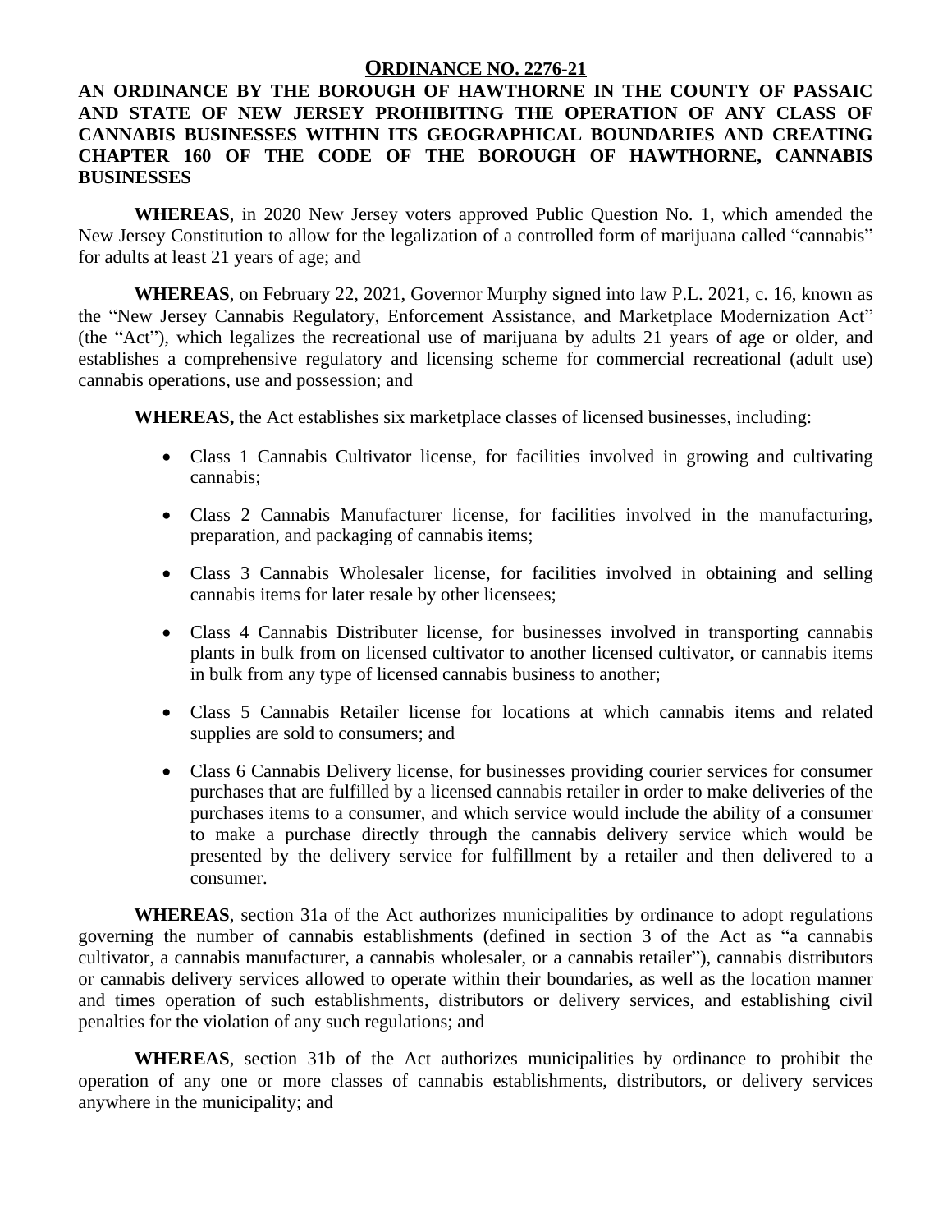# ORDINANCE NO. 2276-21

**AN ORDINANCE BY THE BOROUGH OF HAWTHORNE IN THE COUNTY OF PASSAIC AND STATE OF NEW JERSEY PROHIBITING THE OPERATION OF ANY CLASS OF CANNABIS BUSINESSES WITHIN ITS GEOGRAPHICAL BOUNDARIES AND CREATING CHAPTER 160 OF THE CODE OF THE BOROUGH OF HAWTHORNE, CANNABIS BUSINESSES**

**WHEREAS**, in 2020 New Jersey voters approved Public Question No. 1, which amended the New Jersey Constitution to allow for the legalization of a controlled form of marijuana called "cannabis" for adults at least 21 years of age; and

**WHEREAS**, on February 22, 2021, Governor Murphy signed into law P.L. 2021, c. 16, known as the "New Jersey Cannabis Regulatory, Enforcement Assistance, and Marketplace Modernization Act" (the "Act"), which legalizes the recreational use of marijuana by adults 21 years of age or older, and establishes a comprehensive regulatory and licensing scheme for commercial recreational (adult use) cannabis operations, use and possession; and

**WHEREAS,** the Act establishes six marketplace classes of licensed businesses, including:

- Class 1 Cannabis Cultivator license, for facilities involved in growing and cultivating cannabis;
- Class 2 Cannabis Manufacturer license, for facilities involved in the manufacturing, preparation, and packaging of cannabis items;
- Class 3 Cannabis Wholesaler license, for facilities involved in obtaining and selling cannabis items for later resale by other licensees;
- Class 4 Cannabis Distributer license, for businesses involved in transporting cannabis plants in bulk from on licensed cultivator to another licensed cultivator, or cannabis items in bulk from any type of licensed cannabis business to another;
- Class 5 Cannabis Retailer license for locations at which cannabis items and related supplies are sold to consumers; and
- Class 6 Cannabis Delivery license, for businesses providing courier services for consumer purchases that are fulfilled by a licensed cannabis retailer in order to make deliveries of the purchases items to a consumer, and which service would include the ability of a consumer to make a purchase directly through the cannabis delivery service which would be presented by the delivery service for fulfillment by a retailer and then delivered to a consumer.

**WHEREAS**, section 31a of the Act authorizes municipalities by ordinance to adopt regulations governing the number of cannabis establishments (defined in section 3 of the Act as "a cannabis cultivator, a cannabis manufacturer, a cannabis wholesaler, or a cannabis retailer"), cannabis distributors or cannabis delivery services allowed to operate within their boundaries, as well as the location manner and times operation of such establishments, distributors or delivery services, and establishing civil penalties for the violation of any such regulations; and

**WHEREAS**, section 31b of the Act authorizes municipalities by ordinance to prohibit the operation of any one or more classes of cannabis establishments, distributors, or delivery services anywhere in the municipality; and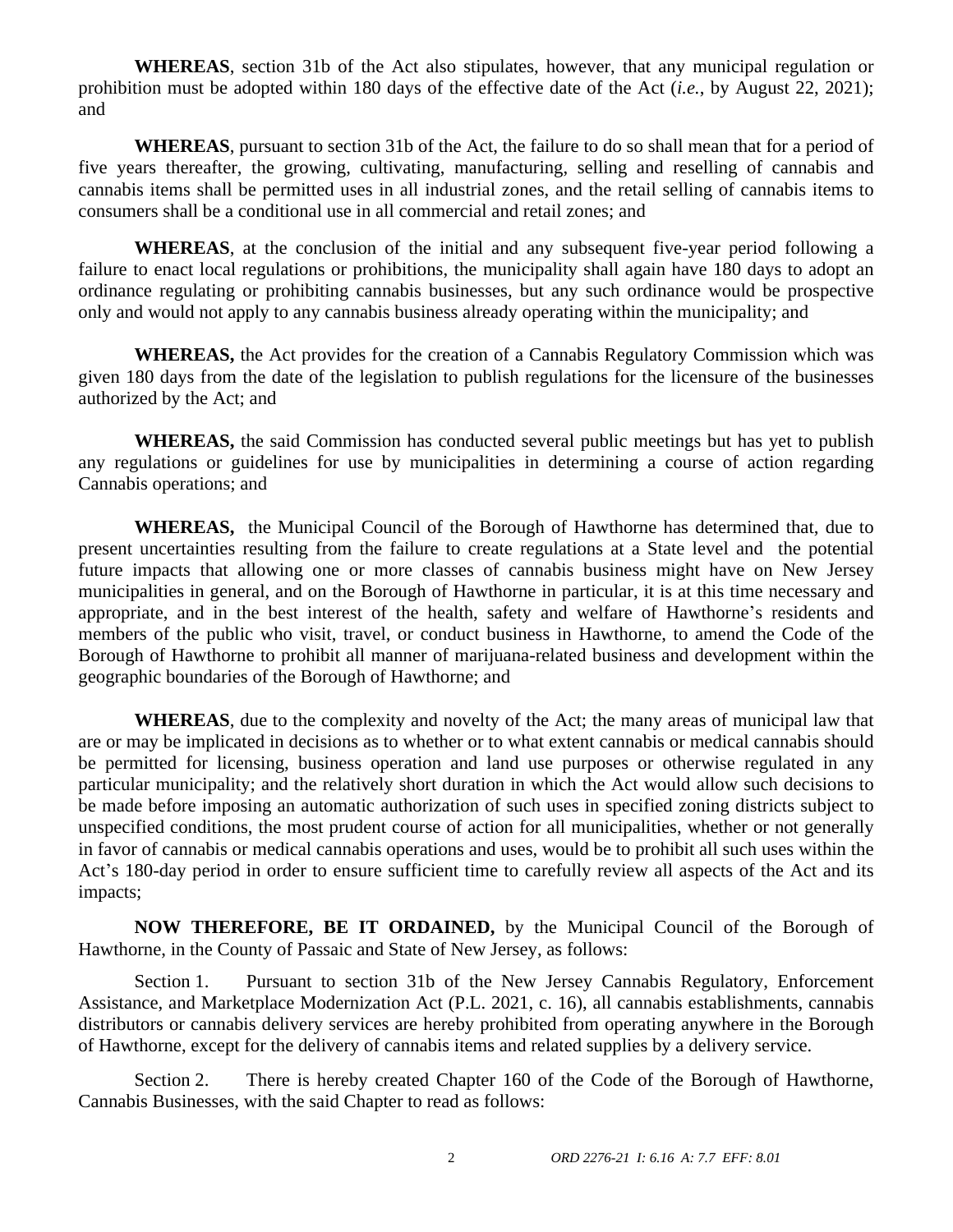**WHEREAS**, section 31b of the Act also stipulates, however, that any municipal regulation or prohibition must be adopted within 180 days of the effective date of the Act (*i.e.*, by August 22, 2021); and

**WHEREAS**, pursuant to section 31b of the Act, the failure to do so shall mean that for a period of five years thereafter, the growing, cultivating, manufacturing, selling and reselling of cannabis and cannabis items shall be permitted uses in all industrial zones, and the retail selling of cannabis items to consumers shall be a conditional use in all commercial and retail zones; and

**WHEREAS**, at the conclusion of the initial and any subsequent five-year period following a failure to enact local regulations or prohibitions, the municipality shall again have 180 days to adopt an ordinance regulating or prohibiting cannabis businesses, but any such ordinance would be prospective only and would not apply to any cannabis business already operating within the municipality; and

**WHEREAS,** the Act provides for the creation of a Cannabis Regulatory Commission which was given 180 days from the date of the legislation to publish regulations for the licensure of the businesses authorized by the Act; and

**WHEREAS,** the said Commission has conducted several public meetings but has yet to publish any regulations or guidelines for use by municipalities in determining a course of action regarding Cannabis operations; and

**WHEREAS,** the Municipal Council of the Borough of Hawthorne has determined that, due to present uncertainties resulting from the failure to create regulations at a State level and the potential future impacts that allowing one or more classes of cannabis business might have on New Jersey municipalities in general, and on the Borough of Hawthorne in particular, it is at this time necessary and appropriate, and in the best interest of the health, safety and welfare of Hawthorne's residents and members of the public who visit, travel, or conduct business in Hawthorne, to amend the Code of the Borough of Hawthorne to prohibit all manner of marijuana-related business and development within the geographic boundaries of the Borough of Hawthorne; and

**WHEREAS**, due to the complexity and novelty of the Act; the many areas of municipal law that are or may be implicated in decisions as to whether or to what extent cannabis or medical cannabis should be permitted for licensing, business operation and land use purposes or otherwise regulated in any particular municipality; and the relatively short duration in which the Act would allow such decisions to be made before imposing an automatic authorization of such uses in specified zoning districts subject to unspecified conditions, the most prudent course of action for all municipalities, whether or not generally in favor of cannabis or medical cannabis operations and uses, would be to prohibit all such uses within the Act's 180-day period in order to ensure sufficient time to carefully review all aspects of the Act and its impacts;

**NOW THEREFORE, BE IT ORDAINED,** by the Municipal Council of the Borough of Hawthorne, in the County of Passaic and State of New Jersey, as follows:

Section 1. Pursuant to section 31b of the New Jersey Cannabis Regulatory, Enforcement Assistance, and Marketplace Modernization Act (P.L. 2021, c. 16), all cannabis establishments, cannabis distributors or cannabis delivery services are hereby prohibited from operating anywhere in the Borough of Hawthorne, except for the delivery of cannabis items and related supplies by a delivery service.

Section 2. There is hereby created Chapter 160 of the Code of the Borough of Hawthorne, Cannabis Businesses, with the said Chapter to read as follows: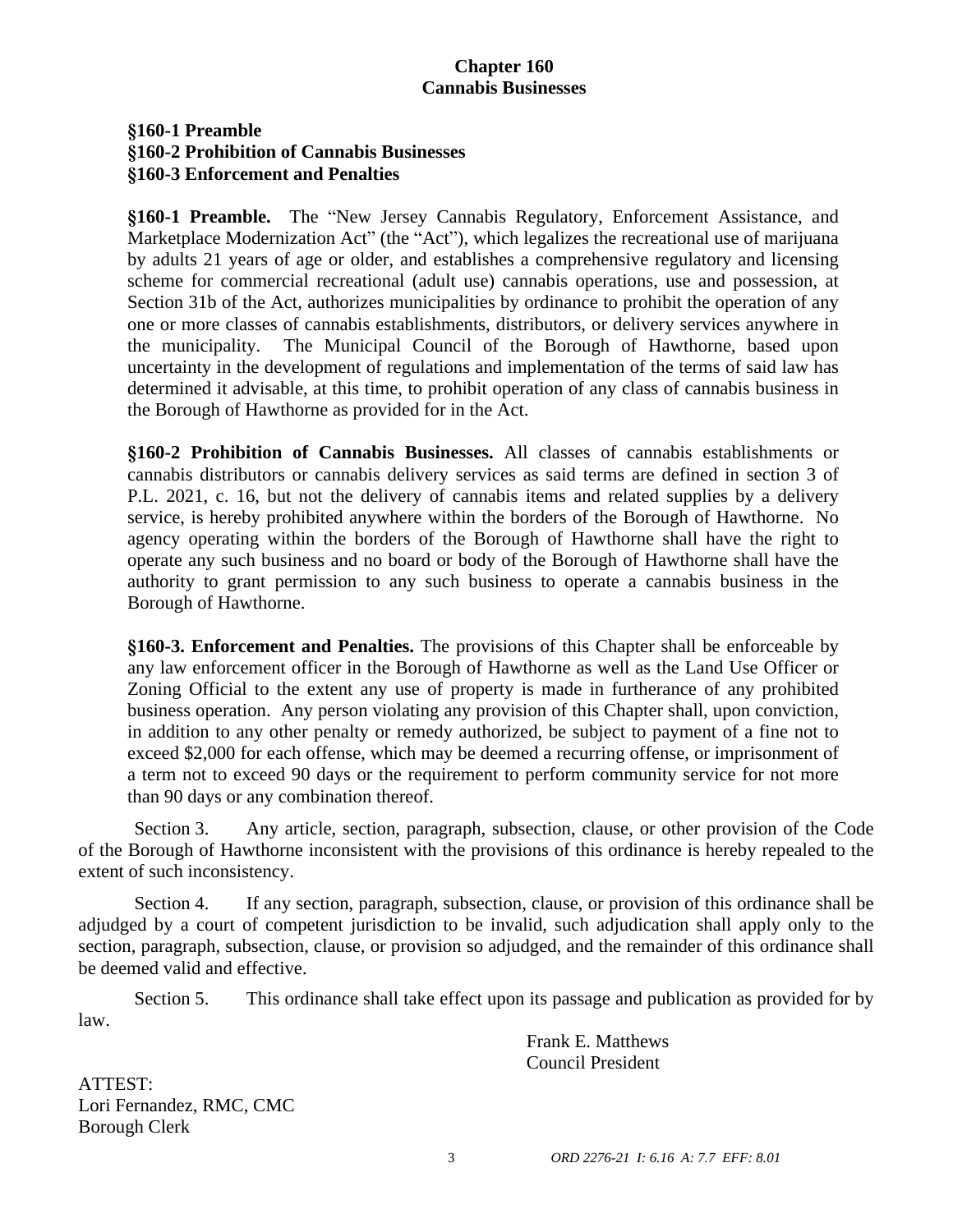**Chapter 160**
**Cannabis Businesses**

**§160-1 Preamble**
**§160-2 Prohibition of Cannabis Businesses**
**§160-3 Enforcement and Penalties**

**§160-1 Preamble.** The "New Jersey Cannabis Regulatory, Enforcement Assistance, and Marketplace Modernization Act" (the "Act"), which legalizes the recreational use of marijuana by adults 21 years of age or older, and establishes a comprehensive regulatory and licensing scheme for commercial recreational (adult use) cannabis operations, use and possession, at Section 31b of the Act, authorizes municipalities by ordinance to prohibit the operation of any one or more classes of cannabis establishments, distributors, or delivery services anywhere in the municipality. The Municipal Council of the Borough of Hawthorne, based upon uncertainty in the development of regulations and implementation of the terms of said law has determined it advisable, at this time, to prohibit operation of any class of cannabis business in the Borough of Hawthorne as provided for in the Act.

**§160-2 Prohibition of Cannabis Businesses.** All classes of cannabis establishments or cannabis distributors or cannabis delivery services as said terms are defined in section 3 of P.L. 2021, c. 16, but not the delivery of cannabis items and related supplies by a delivery service, is hereby prohibited anywhere within the borders of the Borough of Hawthorne. No agency operating within the borders of the Borough of Hawthorne shall have the right to operate any such business and no board or body of the Borough of Hawthorne shall have the authority to grant permission to any such business to operate a cannabis business in the Borough of Hawthorne.

**§160-3. Enforcement and Penalties.** The provisions of this Chapter shall be enforceable by any law enforcement officer in the Borough of Hawthorne as well as the Land Use Officer or Zoning Official to the extent any use of property is made in furtherance of any prohibited business operation. Any person violating any provision of this Chapter shall, upon conviction, in addition to any other penalty or remedy authorized, be subject to payment of a fine not to exceed $2,000 for each offense, which may be deemed a recurring offense, or imprisonment of a term not to exceed 90 days or the requirement to perform community service for not more than 90 days or any combination thereof.

Section 3. Any article, section, paragraph, subsection, clause, or other provision of the Code of the Borough of Hawthorne inconsistent with the provisions of this ordinance is hereby repealed to the extent of such inconsistency.

Section 4. If any section, paragraph, subsection, clause, or provision of this ordinance shall be adjudged by a court of competent jurisdiction to be invalid, such adjudication shall apply only to the section, paragraph, subsection, clause, or provision so adjudged, and the remainder of this ordinance shall be deemed valid and effective.

Section 5. This ordinance shall take effect upon its passage and publication as provided for by law.

Frank E. Matthews
Council President

ATTEST:
Lori Fernandez, RMC, CMC
Borough Clerk

*ORD 2276-21 I: 6.16 A: 7.7 EFF: 8.01*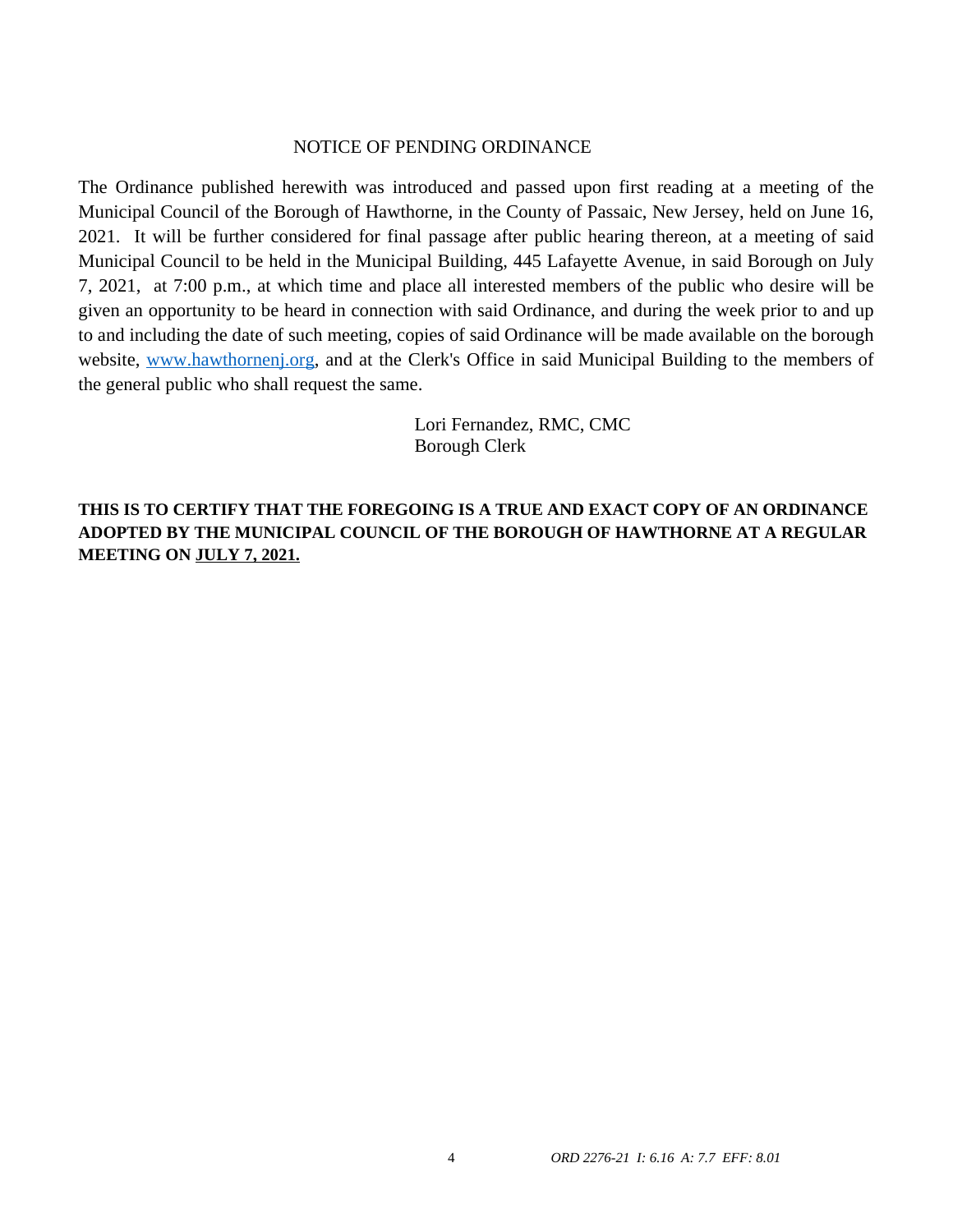NOTICE OF PENDING ORDINANCE

The Ordinance published herewith was introduced and passed upon first reading at a meeting of the Municipal Council of the Borough of Hawthorne, in the County of Passaic, New Jersey, held on June 16, 2021. It will be further considered for final passage after public hearing thereon, at a meeting of said Municipal Council to be held in the Municipal Building, 445 Lafayette Avenue, in said Borough on July 7, 2021, at 7:00 p.m., at which time and place all interested members of the public who desire will be given an opportunity to be heard in connection with said Ordinance, and during the week prior to and up to and including the date of such meeting, copies of said Ordinance will be made available on the borough website, www.hawthornenj.org, and at the Clerk's Office in said Municipal Building to the members of the general public who shall request the same.

Lori Fernandez, RMC, CMC
Borough Clerk

**THIS IS TO CERTIFY THAT THE FOREGOING IS A TRUE AND EXACT COPY OF AN ORDINANCE ADOPTED BY THE MUNICIPAL COUNCIL OF THE BOROUGH OF HAWTHORNE AT A REGULAR MEETING ON JULY 7, 2021.**